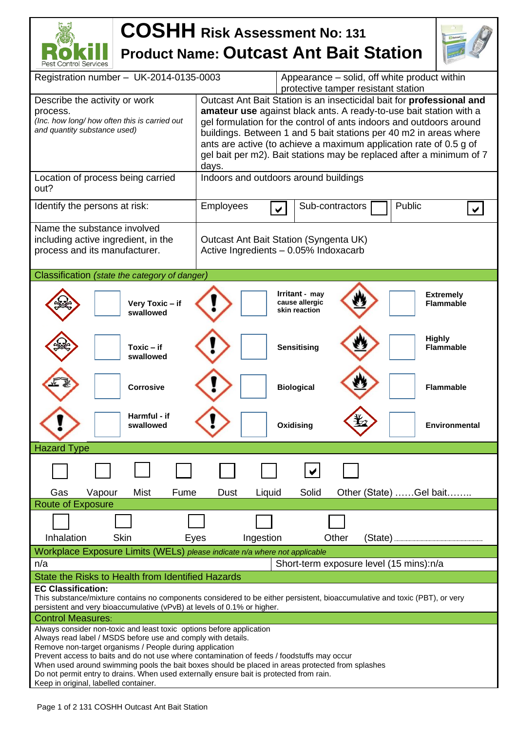# COSHH Risk Assessment No: 131

## Product Name: Outcast Ant Bait Station

| | |
|---|---|
| Registration number – UK-2014-0135-0003 | Appearance – solid, off white product within protective tamper resistant station |
| Describe the activity or work process. *(Inc. how long/ how often this is carried out and quantity substance used)* | Outcast Ant Bait Station is an insecticidal bait for **professional and amateur use** against black ants. A ready-to-use bait station with a gel formulation for the control of ants indoors and outdoors around buildings. Between 1 and 5 bait stations per 40 m2 in areas where ants are active (to achieve a maximum application rate of 0.5 g of gel bait per m2). Bait stations may be replaced after a minimum of 7 days. |
| Location of process being carried out? | Indoors and outdoors around buildings |
| Identify the persons at risk: | Employees ☑ Sub-contractors ☐ Public ☑ |
| Name the substance involved including active ingredient, in the process and its manufacturer. | Outcast Ant Bait Station (Syngenta UK) Active Ingredients – 0.05% Indoxacarb |

### Classification *(state the category of danger)*

| | | | |
|---|---|---|---|
| ☐ | **Very Toxic – if swallowed** | ☐ | **Irritant - may cause allergic skin reaction** |
| ☐ | **Toxic – if swallowed** | ☐ | **Sensitising** |
| ☐ | **Corrosive** | ☐ | **Biological** |
| ☐ | **Harmful - if swallowed** | ☐ | **Oxidising** |
| ☐ | **Extremely Flammable** | ☐ | **Highly Flammable** |
| ☐ | **Flammable** | ☐ | **Environmental** |

### Hazard Type

| Gas | Vapour | Mist | Fume | Dust | Liquid | Solid | Other (State) ……Gel bait…….. |
|---|---|---|---|---|---|---|---|
| ☐ | ☐ | ☐ | ☐ | ☐ | ☐ | ☑ | ☐ |

### Route of Exposure

| Inhalation | Skin | Eyes | Ingestion | Other (State) |
|---|---|---|---|---|
| ☐ | ☐ | ☐ | ☐ | ☐ |

### Workplace Exposure Limits (WELs) *please indicate n/a where not applicable*

| | |
|---|---|
| n/a | Short-term exposure level (15 mins):n/a |

### State the Risks to Health from Identified Hazards

**EC Classification:**
This substance/mixture contains no components considered to be either persistent, bioaccumulative and toxic (PBT), or very persistent and very bioaccumulative (vPvB) at levels of 0.1% or higher.

### Control Measures:

Always consider non-toxic and least toxic options before application
Always read label / MSDS before use and comply with details.
Remove non-target organisms / People during application
Prevent access to baits and do not use where contamination of feeds / foodstuffs may occur
When used around swimming pools the bait boxes should be placed in areas protected from splashes
Do not permit entry to drains. When used externally ensure bait is protected from rain.
Keep in original, labelled container.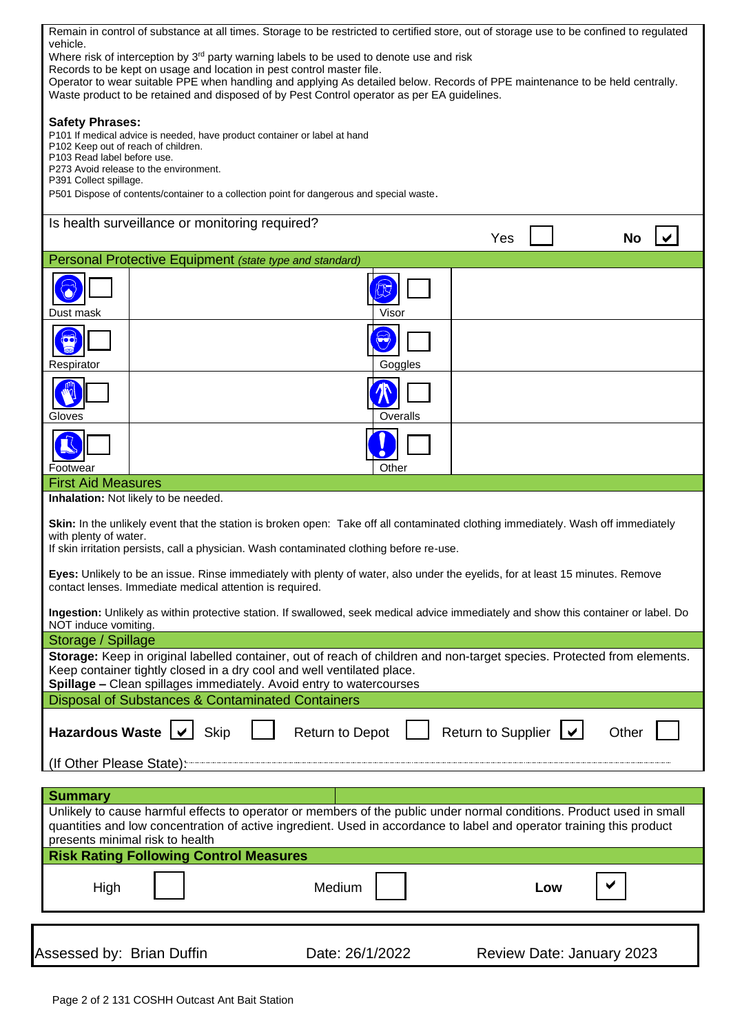Remain in control of substance at all times. Storage to be restricted to certified store, out of storage use to be confined to regulated vehicle.
Where risk of interception by 3rd party warning labels to be used to denote use and risk
Records to be kept on usage and location in pest control master file.
Operator to wear suitable PPE when handling and applying As detailed below. Records of PPE maintenance to be held centrally.
Waste product to be retained and disposed of by Pest Control operator as per EA guidelines.

**Safety Phrases:**
P101 If medical advice is needed, have product container or label at hand
P102 Keep out of reach of children.
P103 Read label before use.
P273 Avoid release to the environment.
P391 Collect spillage.
P501 Dispose of contents/container to a collection point for dangerous and special waste.

Is health surveillance or monitoring required? Yes ☐ **No** ☑

## Personal Protective Equipment *(state type and standard)*

| | | | |
|---|---|---|---|
| Dust mask ☐ | | Visor ☐ | |
| Respirator ☐ | | Goggles ☐ | |
| Gloves ☐ | | Overalls ☐ | |
| Footwear ☐ | | Other ☐ | |

## First Aid Measures

**Inhalation:** Not likely to be needed.

**Skin:** In the unlikely event that the station is broken open: Take off all contaminated clothing immediately. Wash off immediately with plenty of water.
If skin irritation persists, call a physician. Wash contaminated clothing before re-use.

**Eyes:** Unlikely to be an issue. Rinse immediately with plenty of water, also under the eyelids, for at least 15 minutes. Remove contact lenses. Immediate medical attention is required.

**Ingestion:** Unlikely as within protective station. If swallowed, seek medical advice immediately and show this container or label. Do NOT induce vomiting.

## Storage / Spillage

**Storage:** Keep in original labelled container, out of reach of children and non-target species. Protected from elements. Keep container tightly closed in a dry cool and well ventilated place.
**Spillage –** Clean spillages immediately. Avoid entry to watercourses

## Disposal of Substances & Contaminated Containers

**Hazardous Waste** ☑ Skip ☐ Return to Depot ☐ Return to Supplier ☑ Other ☐

(If Other Please State):

## Summary

Unlikely to cause harmful effects to operator or members of the public under normal conditions. Product used in small quantities and low concentration of active ingredient. Used in accordance to label and operator training this product presents minimal risk to health

## Risk Rating Following Control Measures

High ☐ Medium ☐ **Low** ☑

Assessed by: Brian Duffin Date: 26/1/2022 Review Date: January 2023